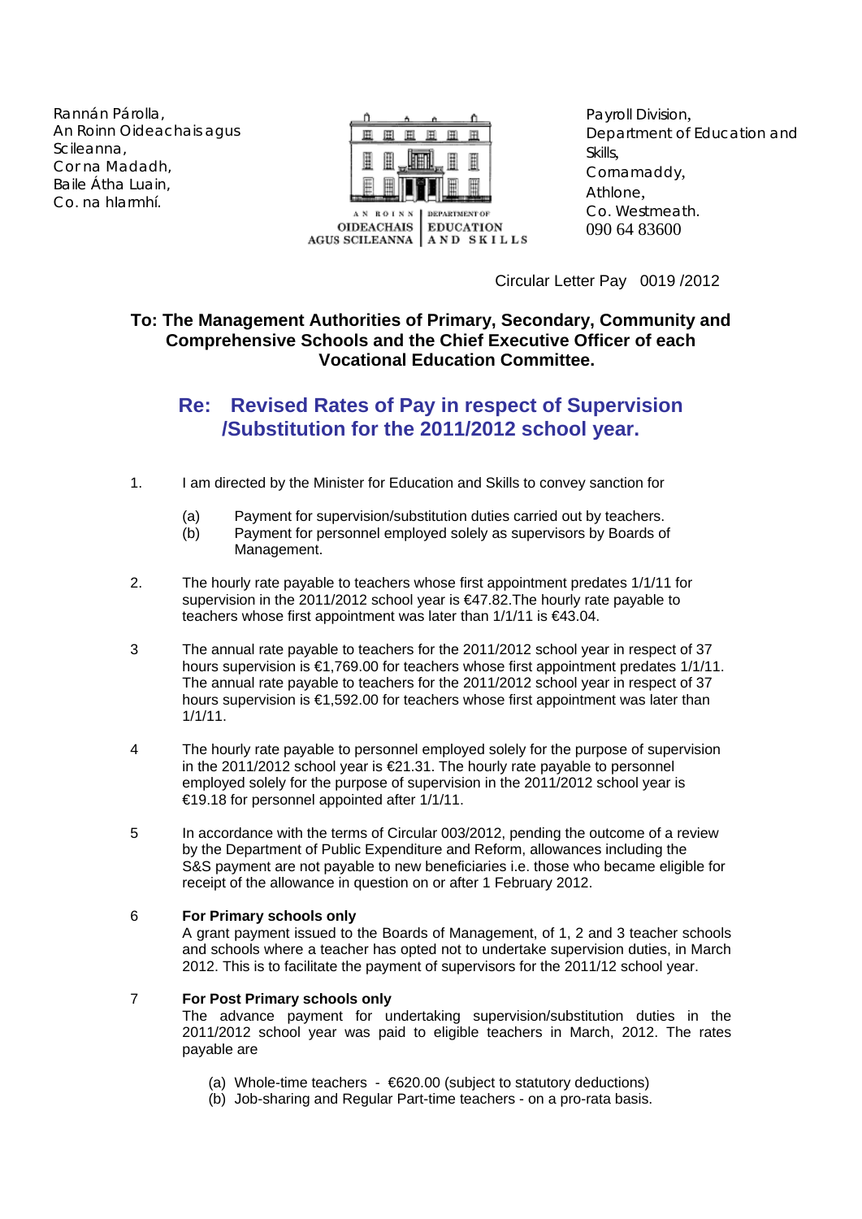Rannán Párolla,
An Roinn Oideachais agus Scileanna,
Corna Madadh,
Baile Átha Luain,
Co. na hIarmhí.

AN ROINN OIDEACHAIS AGUS SCILEANNA | DEPARTMENT OF EDUCATION AND SKILLS

Payroll Division,
Department of Education and Skills,
Cornamaddy,
Athlone,
Co. Westmeath.
090 64 83600

Circular Letter Pay 0019 /2012

**To: The Management Authorities of Primary, Secondary, Community and Comprehensive Schools and the Chief Executive Officer of each Vocational Education Committee.**

## Re: Revised Rates of Pay in respect of Supervision /Substitution for the 2011/2012 school year.

1. I am directed by the Minister for Education and Skills to convey sanction for

   (a) Payment for supervision/substitution duties carried out by teachers.
   (b) Payment for personnel employed solely as supervisors by Boards of Management.

2. The hourly rate payable to teachers whose first appointment predates 1/1/11 for supervision in the 2011/2012 school year is €47.82.The hourly rate payable to teachers whose first appointment was later than 1/1/11 is €43.04.

3. The annual rate payable to teachers for the 2011/2012 school year in respect of 37 hours supervision is €1,769.00 for teachers whose first appointment predates 1/1/11. The annual rate payable to teachers for the 2011/2012 school year in respect of 37 hours supervision is €1,592.00 for teachers whose first appointment was later than 1/1/11.

4. The hourly rate payable to personnel employed solely for the purpose of supervision in the 2011/2012 school year is €21.31. The hourly rate payable to personnel employed solely for the purpose of supervision in the 2011/2012 school year is €19.18 for personnel appointed after 1/1/11.

5. In accordance with the terms of Circular 003/2012, pending the outcome of a review by the Department of Public Expenditure and Reform, allowances including the S&S payment are not payable to new beneficiaries i.e. those who became eligible for receipt of the allowance in question on or after 1 February 2012.

6. **For Primary schools only**
   A grant payment issued to the Boards of Management, of 1, 2 and 3 teacher schools and schools where a teacher has opted not to undertake supervision duties, in March 2012. This is to facilitate the payment of supervisors for the 2011/12 school year.

7. **For Post Primary schools only**
   The advance payment for undertaking supervision/substitution duties in the 2011/2012 school year was paid to eligible teachers in March, 2012. The rates payable are

   (a) Whole-time teachers - €620.00 (subject to statutory deductions)
   (b) Job-sharing and Regular Part-time teachers - on a pro-rata basis.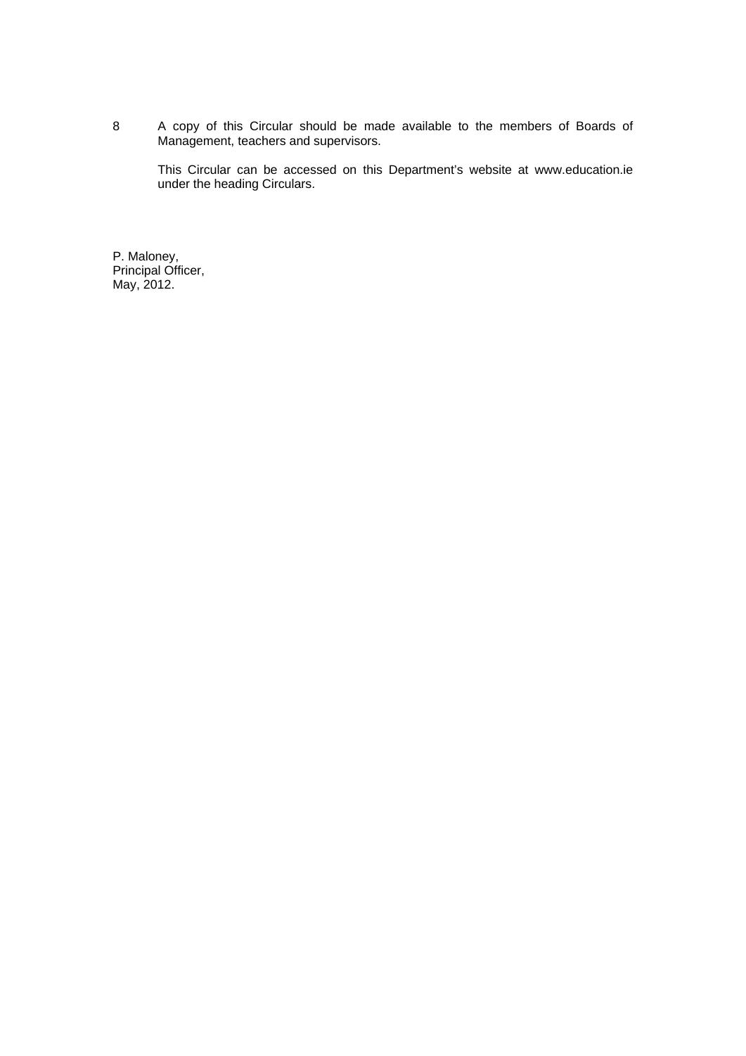8 A copy of this Circular should be made available to the members of Boards of Management, teachers and supervisors.

This Circular can be accessed on this Department's website at www.education.ie under the heading Circulars.

P. Maloney,
Principal Officer,
May, 2012.